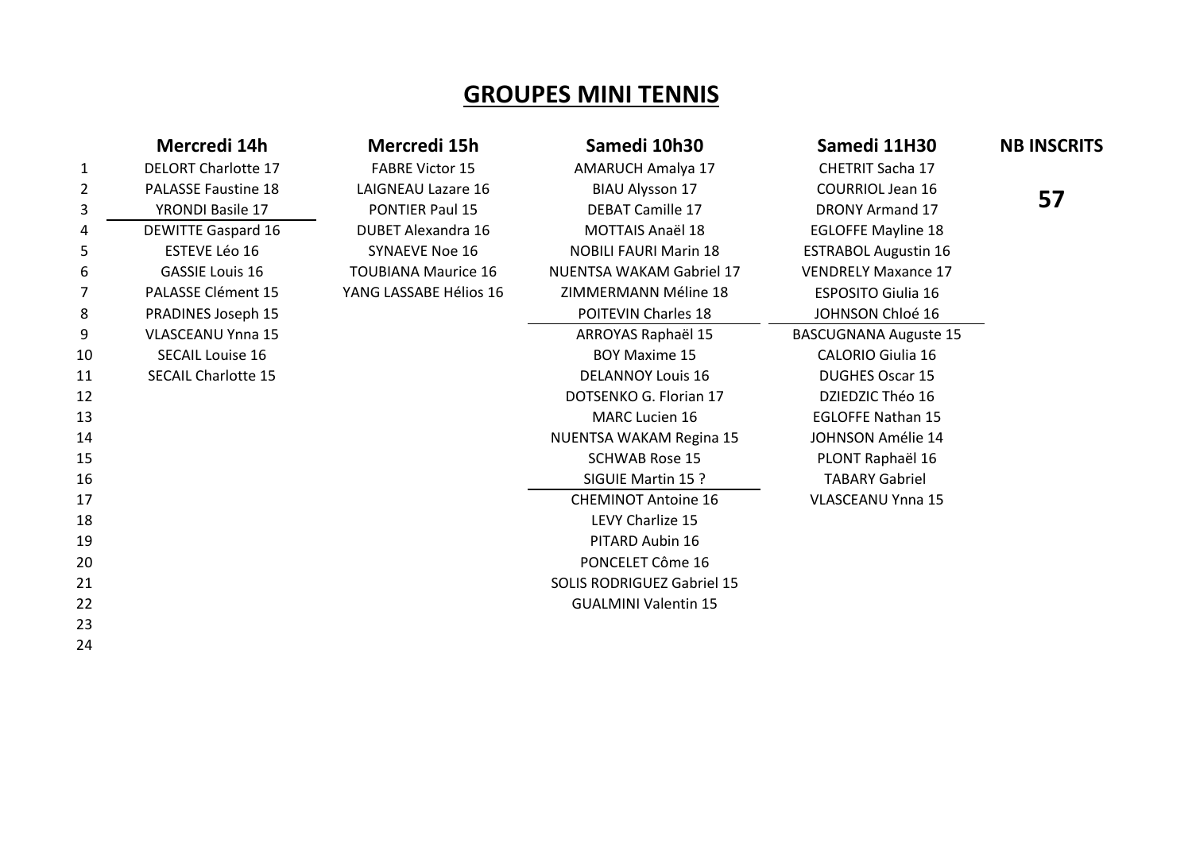# GROUPES MINI TENNIS

| | Mercredi 14h | Mercredi 15h | Samedi 10h30 | Samedi 11H30 | NB INSCRITS |
|---|---|---|---|---|---|
| 1 | DELORT Charlotte 17 | FABRE Victor 15 | AMARUCH Amalya 17 | CHETRIT Sacha 17 | |
| 2 | PALASSE Faustine 18 | LAIGNEAU Lazare 16 | BIAU Alysson 17 | COURRIOL Jean 16 | **57** |
| 3 | YRONDI Basile 17 | PONTIER Paul 15 | DEBAT Camille 17 | DRONY Armand 17 | |
| 4 | DEWITTE Gaspard 16 | DUBET Alexandra 16 | MOTTAIS Anaël 18 | EGLOFFE Mayline 18 | |
| 5 | ESTEVE Léo 16 | SYNAEVE Noe 16 | NOBILI FAURI Marin 18 | ESTRABOL Augustin 16 | |
| 6 | GASSIE Louis 16 | TOUBIANA Maurice 16 | NUENTSA WAKAM Gabriel 17 | VENDRELY Maxance 17 | |
| 7 | PALASSE Clément 15 | YANG LASSABE Hélios 16 | ZIMMERMANN Méline 18 | ESPOSITO Giulia 16 | |
| 8 | PRADINES Joseph 15 | | POITEVIN Charles 18 | JOHNSON Chloé 16 | |
| 9 | VLASCEANU Ynna 15 | | ARROYAS Raphaël 15 | BASCUGNANA Auguste 15 | |
| 10 | SECAIL Louise 16 | | BOY Maxime 15 | CALORIO Giulia 16 | |
| 11 | SECAIL Charlotte 15 | | DELANNOY Louis 16 | DUGHES Oscar 15 | |
| 12 | | | DOTSENKO G. Florian 17 | DZIEDZIC Théo 16 | |
| 13 | | | MARC Lucien 16 | EGLOFFE Nathan 15 | |
| 14 | | | NUENTSA WAKAM Regina 15 | JOHNSON Amélie 14 | |
| 15 | | | SCHWAB Rose 15 | PLONT Raphaël 16 | |
| 16 | | | SIGUIE Martin 15 ? | TABARY Gabriel | |
| 17 | | | CHEMINOT Antoine 16 | VLASCEANU Ynna 15 | |
| 18 | | | LEVY Charlize 15 | | |
| 19 | | | PITARD Aubin 16 | | |
| 20 | | | PONCELET Côme 16 | | |
| 21 | | | SOLIS RODRIGUEZ Gabriel 15 | | |
| 22 | | | GUALMINI Valentin 15 | | |
| 23 | | | | | |
| 24 | | | | | |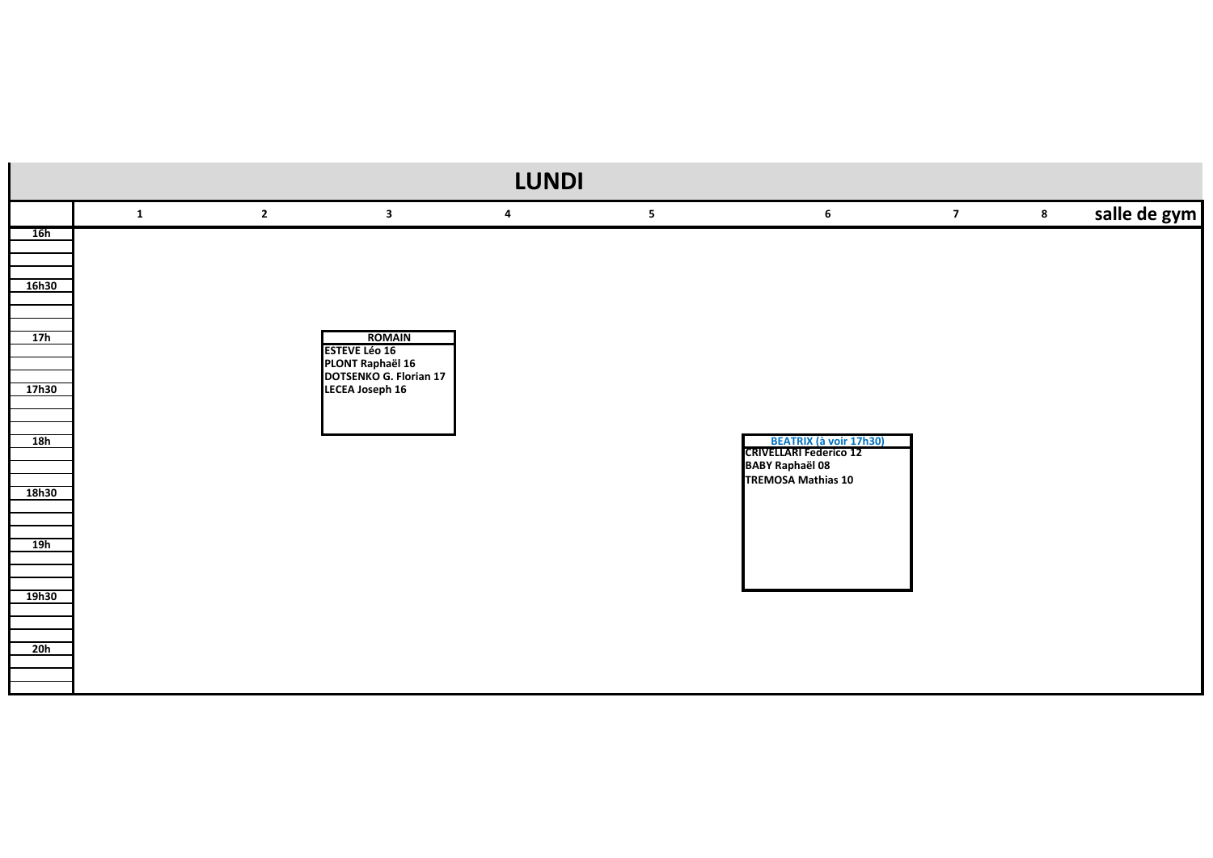# LUNDI

| | 1 | 2 | 3 | 4 | 5 | 6 | 7 | 8 | salle de gym |
|---|---|---|---|---|---|---|---|---|---|
| 16h | | | | | | | | | |
| 16h30 | | | | | | | | | |
| 17h | | | **ROMAIN**<br>ESTEVE Léo 16<br>PLONT Raphaël 16<br>DOTSENKO G. Florian 17<br>LECEA Joseph 16 | | | | | | |
| 17h30 | | | | | | | | | |
| 18h | | | | | | **BEATRIX (à voir 17h30)**<br>CRIVELLARI Federico 12<br>BABY Raphaël 08<br>TREMOSA Mathias 10 | | | |
| 18h30 | | | | | | | | | |
| 19h | | | | | | | | | |
| 19h30 | | | | | | | | | |
| 20h | | | | | | | | | |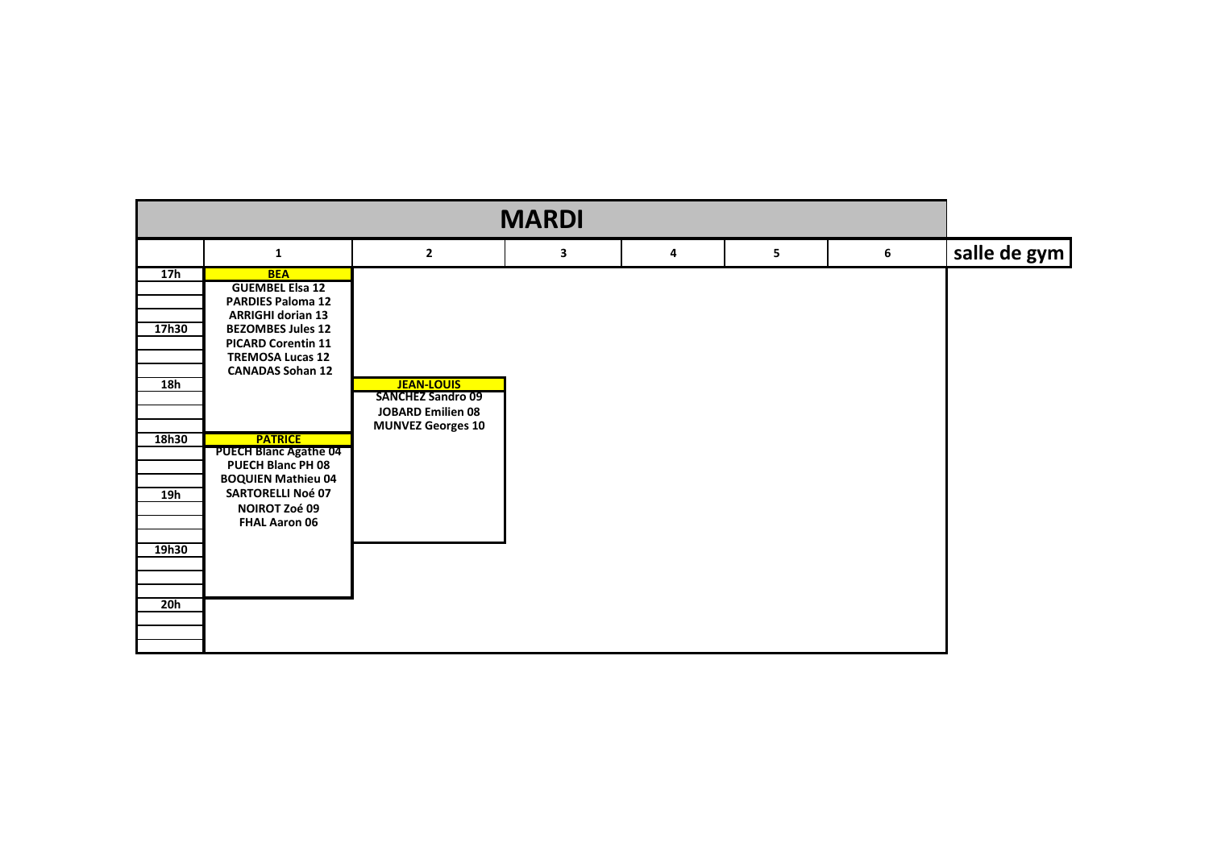# MARDI

| | 1 | 2 | 3 | 4 | 5 | 6 | salle de gym |
|---|---|---|---|---|---|---|---|
| 17h | **BEA** | | | | | | |
| | GUEMBEL Elsa 12 | | | | | | |
| | PARDIES Paloma 12 | | | | | | |
| | ARRIGHI dorian 13 | | | | | | |
| 17h30 | BEZOMBES Jules 12 | | | | | | |
| | PICARD Corentin 11 | | | | | | |
| | TREMOSA Lucas 12 | | | | | | |
| | CANADAS Sohan 12 | | | | | | |
| 18h | | **JEAN-LOUIS** | | | | | |
| | | SANCHEZ Sandro 09 | | | | | |
| | | JOBARD Emilien 08 | | | | | |
| | | MUNVEZ Georges 10 | | | | | |
| 18h30 | **PATRICE** | | | | | | |
| | PUECH Blanc Agathe 04 | | | | | | |
| | PUECH Blanc PH 08 | | | | | | |
| | BOQUIEN Mathieu 04 | | | | | | |
| 19h | SARTORELLI Noé 07 | | | | | | |
| | NOIROT Zoé 09 | | | | | | |
| | FHAL Aaron 06 | | | | | | |
| | | | | | | | |
| 19h30 | | | | | | | |
| | | | | | | | |
| | | | | | | | |
| | | | | | | | |
| 20h | | | | | | | |
| | | | | | | | |
| | | | | | | | |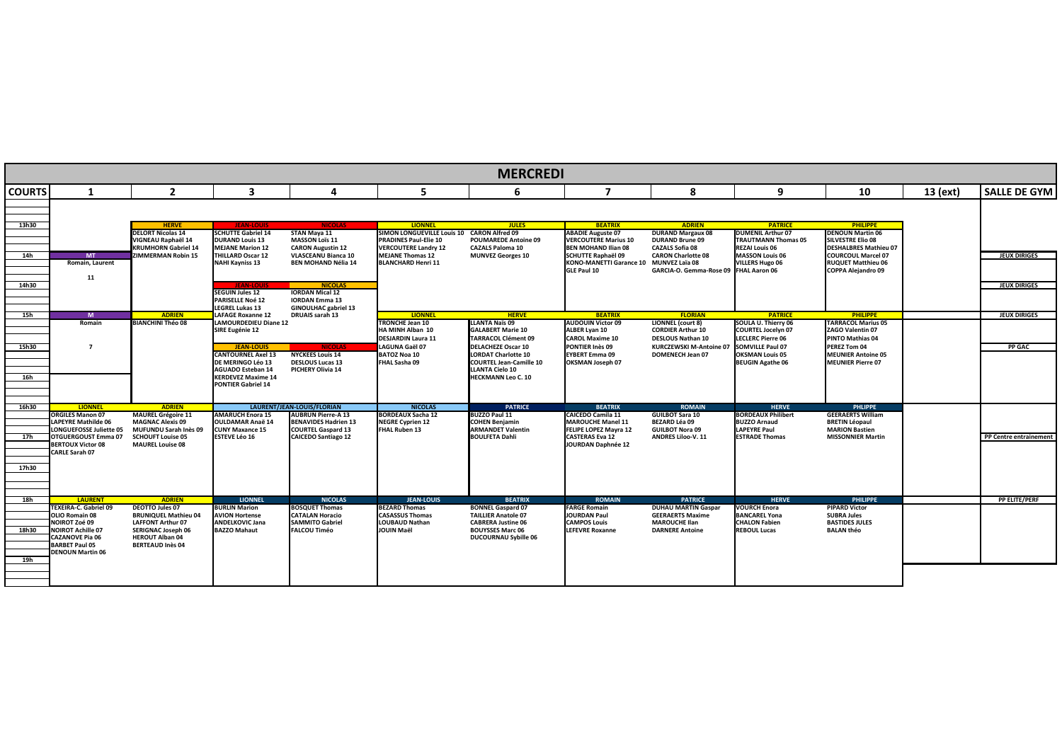# MERCREDI

| COURTS | 1 | 2 | 3 | 4 | 5 | 6 | 7 | 8 | 9 | 10 | 13 (ext) | SALLE DE GYM |
|---|---|---|---|---|---|---|---|---|---|---|---|---|
| 13h30 | | **HERVE** | **JEAN-LOUIS** | **NICOLAS** | **LIONNEL** | **JULES** | **BEATRIX** | **ADRIEN** | **PATRICE** | **PHILIPPE** | | |
| | | DELORT Nicolas 14<br>VIGNEAU Raphaël 14<br>KRUMHORN Gabriel 14<br>ZIMMERMAN Robin 15 | SCHUTTE Gabriel 14<br>DURAND Louis 13<br>MEJANE Marion 12<br>THILLARD Oscar 12<br>NAHI Kayniss 13 | STAN Maya 11<br>MASSON Loïs 11<br>CARON Augustin 12<br>VLASCEANU Bianca 10<br>BEN MOHAND Nélia 14 | SIMON LONGUEVILLE Louis 10<br>PRADINES Paul-Elie 10<br>VERCOUTERE Landry 12<br>MEJANE Thomas 12<br>BLANCHARD Henri 11 | CARON Alfred 09<br>POUMAREDE Antoine 09<br>CAZALS Paloma 10<br>MUNVEZ Georges 10 | ABADIE Auguste 07<br>VERCOUTERE Marius 10<br>BEN MOHAND Ilian 08<br>SCHUTTE Raphaël 09<br>KONO-MANETTI Garance 10<br>GLE Paul 10 | DURAND Margaux 08<br>DURAND Brune 09<br>CAZALS Sofia 08<br>CARON Charlotte 08<br>MUNVEZ Laïa 08<br>GARCIA-O. Gemma-Rose 09 | DUMENIL Arthur 07<br>TRAUTMANN Thomas 05<br>REZAI Louis 06<br>MASSON Louis 06<br>VILLERS Hugo 06<br>FHAL Aaron 06 | DENOUN Martin 06<br>SILVESTRE Elio 08<br>DESHALBRES Mathieu 07<br>COURCOUL Marcel 07<br>RUQUET Matthieu 06<br>COPPA Alejandro 09 | | |
| 14h | **MT**<br>Romain, Laurent<br>11 | | | | | | | | | | | JEUX DIRIGES |
| 14h30 | | | **JEAN-LOUIS** | **NICOLAS** | | | | | | | | JEUX DIRIGES |
| | | | SEGUIN Jules 12<br>PARISELLE Noé 12<br>LEGREL Lukas 13<br>LAFAGE Roxanne 12<br>LAMOURDEDIEU Diane 12<br>SIRE Eugénie 12 | IORDAN Mical 12<br>IORDAN Emma 13<br>GINOULHAC gabriel 13<br>DRUAIS sarah 13 | | | | | | | | |
| 15h | **M**<br>Romain<br>7 | **ADRIEN** | | | **LIONNEL** | **HERVE** | **BEATRIX** | **FLORIAN** | **PATRICE** | **PHILIPPE** | | JEUX DIRIGES |
| | | BIANCHINI Théo 08 | | | TRONCHE Jean 10<br>HA MINH Alban 10<br>DESJARDIN Laura 11<br>LAGUNA Gaël 07<br>BATOZ Noa 10<br>FHAL Sasha 09 | LLANTA Naïs 09<br>GALABERT Marie 10<br>TARRACOL Clément 09<br>DELACHEZE Oscar 10<br>LORDAT Charlotte 10<br>COURTEL Jean-Camille 10<br>LLANTA Cielo 10<br>HECKMANN Leo C. 10 | AUDOUIN Victor 09<br>ALBER Lyan 10<br>CAROL Maxime 10<br>PONTIER Inès 09<br>EYBERT Emma 09<br>OKSMAN Joseph 07 | LIONNEL (court 8)<br>CORDIER Arthur 10<br>DESLOUS Nathan 10<br>KURCZEWSKI M-Antoine 07<br>DOMENECH Jean 07 | SOULA U. Thierry 06<br>COURTEL Jocelyn 07<br>LECLERC Pierre 06<br>SOMVILLE Paul 07<br>OKSMAN Louis 05<br>BEUGIN Agathe 06 | TARRACOL Marius 05<br>ZAGO Valentin 07<br>PINTO Mathias 04<br>PEREZ Tom 04<br>MEUNIER Antoine 05<br>MEUNIER Pierre 07 | | |
| 15h30 | | | **JEAN-LOUIS** | **NICOLAS** | | | | | | | | PP GAC |
| | | | CANTOURNEL Axel 13<br>DE MERINGO Léo 13<br>AGUADO Esteban 14<br>KERDEVEZ Maxime 14<br>PONTIER Gabriel 14 | NYCKEES Louis 14<br>DESLOUS Lucas 13<br>PICHERY Olivia 14 | | | | | | | | |
| 16h30 | **LIONNEL** | **ADRIEN** | **LAURENT/JEAN-LOUIS/FLORIAN** | | **NICOLAS** | **PATRICE** | **BEATRIX** | **ROMAIN** | **HERVE** | **PHLIPPE** | | |
| | ORGILES Manon 07<br>LAPEYRE Mathilde 06<br>LONGUEFOSSE Juliette 05<br>OTGUERGOUST Emma 07<br>BERTOUX Victor 08<br>CARLE Sarah 07 | MAUREL Grégoire 11<br>MAGNAC Alexis 09<br>MUFUNDU Sarah Inès 09<br>SCHOUFT Louise 05<br>MAUREL Louise 08 | AMARUCH Enora 15<br>OULDAMAR Anaë 14<br>CUNY Maxance 15<br>ESTEVE Léo 16 | AUBRUN Pierre-A 13<br>BENAVIDES Hadrien 13<br>COURTEL Gaspard 13<br>CAICEDO Santiago 12 | BORDEAUX Sacha 12<br>NEGRE Cyprien 12<br>FHAL Ruben 13 | BUZZO Paul 11<br>COHEN Benjamin<br>ARMANDET Valentin<br>BOULFETA Dahli | CAICEDO Camila 11<br>MAROUCHE Manel 11<br>FELIPE LOPEZ Mayra 12<br>CASTERAS Eva 12<br>JOURDAN Daphnée 12 | GUILBOT Sara 10<br>BEZARD Léa 09<br>GUILBOT Nora 09<br>ANDRES Liloo-V. 11 | BORDEAUX Philibert<br>BUZZO Arnaud<br>LAPEYRE Paul<br>ESTRADE Thomas | GEERAERTS William<br>BRETIN Léopaul<br>MARION Bastien<br>MISSONNIER Martin | | PP Centre entrainement |
| 17h30 | | | | | | | | | | | | |
| 18h | **LAURENT** | **ADRIEN** | **LIONNEL** | **NICOLAS** | **JEAN-LOUIS** | **BEATRIX** | **ROMAIN** | **PATRICE** | **HERVE** | **PHILIPPE** | | PP ELITE/PERF |
| | TEXEIRA-C. Gabriel 09<br>OLIO Romain 08<br>NOIROT Zoé 09<br>NOIROT Achille 07<br>CAZANOVE Pia 06<br>BARBET Paul 05<br>DENOUN Martin 06 | DEOTTO Jules 07<br>BRUNIQUEL Mathieu 04<br>LAFFONT Arthur 07<br>SERIGNAC Joseph 06<br>HEROUT Alban 04<br>BERTEAUD Inès 04 | BURLIN Marion<br>AVION Hortense<br>ANDELKOVIC Jana<br>BAZZO Mahaut | BOSQUET Thomas<br>CATALAN Horacio<br>SAMMITO Gabriel<br>FALCOU Timéo | BEZARD Thomas<br>CASASSUS Thomas<br>LOUBAUD Nathan<br>JOUIN Maël | BONNEL Gaspard 07<br>TAILLIER Anatole 07<br>CABRERA Justine 06<br>BOUYSSES Marc 06<br>DUCOURNAU Sybille 06 | FARGE Romain<br>JOURDAN Paul<br>CAMPOS Louis<br>LEFEVRE Roxanne | DUHAU MARTIN Gaspar<br>GEERAERTS Maxime<br>MAROUCHE Ilan<br>DARNERE Antoine | VOURCH Enora<br>BANCAREL Yona<br>CHALON Fabien<br>REBOUL Lucas | PIPARD Victor<br>SUBRA Jules<br>BASTIDES JULES<br>BALAN théo | | |
| 19h | | | | | | | | | | | | |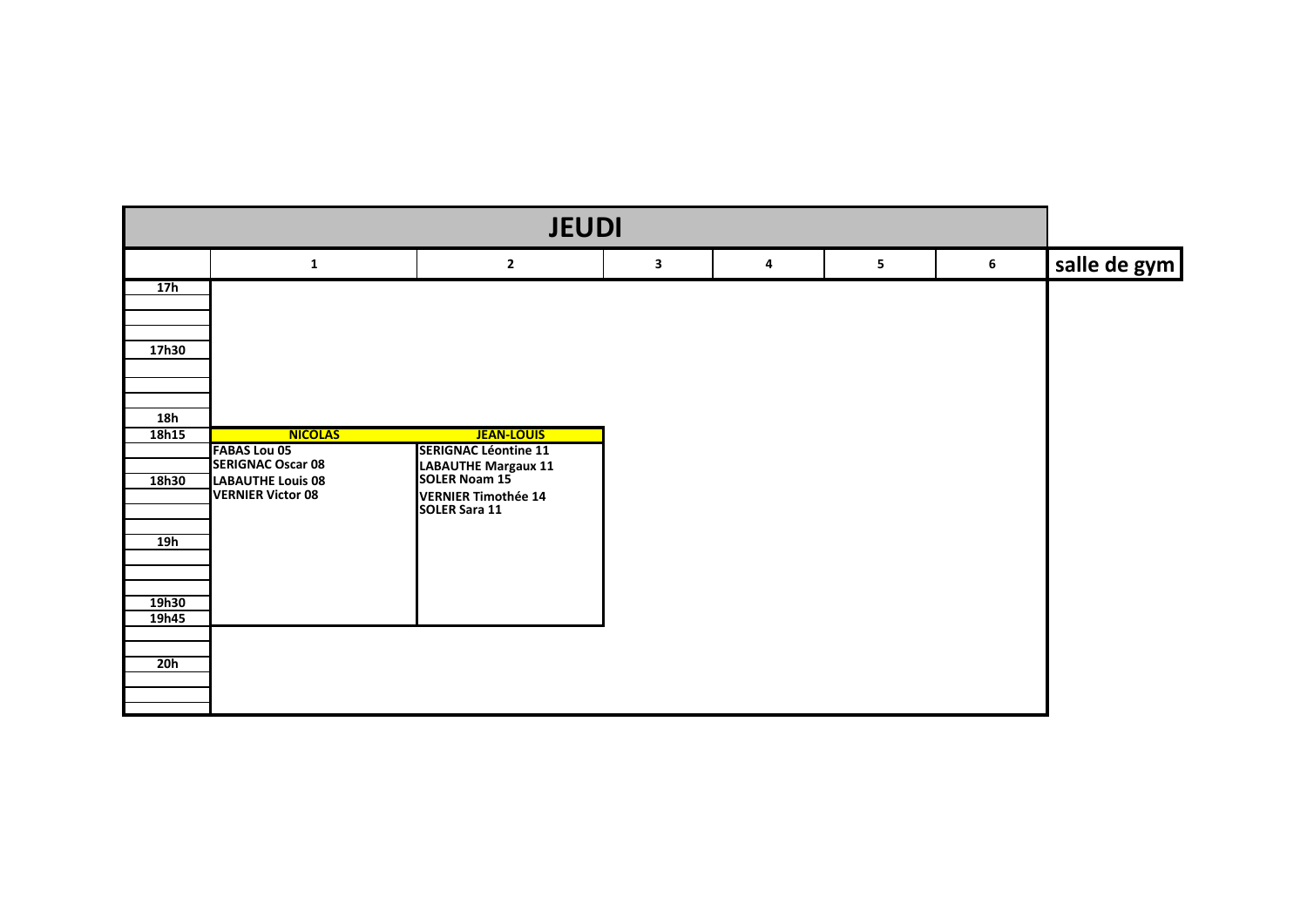# JEUDI

| | 1 | 2 | 3 | 4 | 5 | 6 | salle de gym |
|---|---|---|---|---|---|---|---|
| 17h | | | | | | | |
| 17h30 | | | | | | | |
| 18h | | | | | | | |
| 18h15 | **NICOLAS** | **JEAN-LOUIS** | | | | | |
| | FABAS Lou 05<br>SERIGNAC Oscar 08<br>LABAUTHE Louis 08<br>VERNIER Victor 08 | SERIGNAC Léontine 11<br>LABAUTHE Margaux 11<br>SOLER Noam 15<br>VERNIER Timothée 14<br>SOLER Sara 11 | | | | | |
| 18h30 | | | | | | | |
| 19h | | | | | | | |
| 19h30 | | | | | | | |
| 19h45 | | | | | | | |
| 20h | | | | | | | |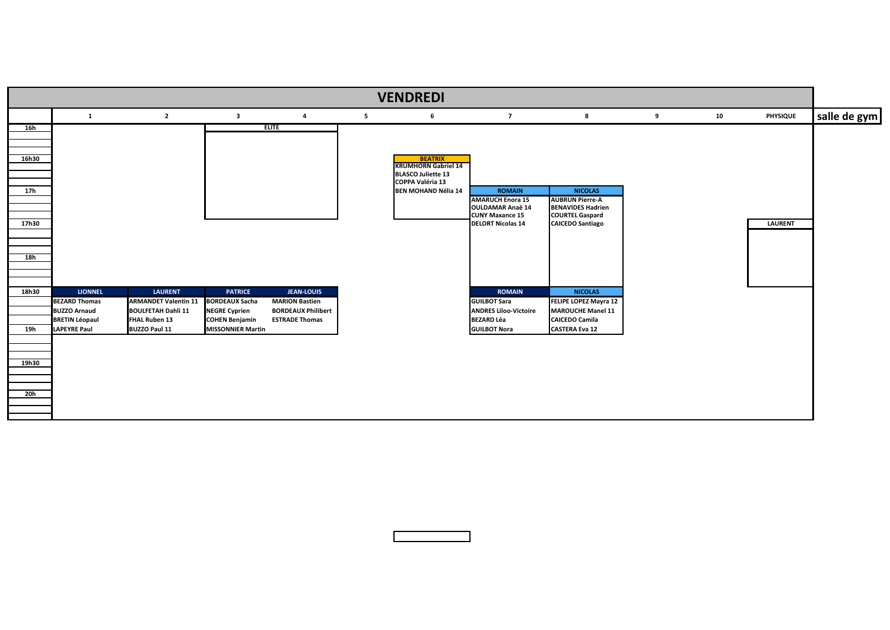# VENDREDI

| | 1 | 2 | 3 | 4 | 5 | 6 | 7 | 8 | 9 | 10 | PHYSIQUE |
|---|---|---|---|---|---|---|---|---|---|---|---|
| 16h | | | ELITE | | | | | | | | |
| 16h30 | | | | | | BEATRIX | | | | | |
| | | | | | | KRUMHORN Gabriel 14 | | | | | |
| | | | | | | BLASCO Juliette 13 | | | | | |
| | | | | | | COPPA Valéria 13 | | | | | |
| 17h | | | | | | BEN MOHAND Nélia 14 | ROMAIN | NICOLAS | | | |
| | | | | | | | AMARUCH Enora 15 | AUBRUN Pierre-A | | | |
| | | | | | | | OULDAMAR Anaë 14 | BENAVIDES Hadrien | | | |
| | | | | | | | CUNY Maxance 15 | COURTEL Gaspard | | | |
| 17h30 | | | | | | | DELORT Nicolas 14 | CAICEDO Santiago | | | LAURENT |
| 18h | | | | | | | | | | | |
| 18h30 | LIONNEL | LAURENT | PATRICE | JEAN-LOUIS | | | ROMAIN | NICOLAS | | | |
| | BEZARD Thomas | ARMANDET Valentin 11 | BORDEAUX Sacha | MARION Bastien | | | GUILBOT Sara | FELIPE LOPEZ Mayra 12 | | | |
| | BUZZO Arnaud | BOULFETAH Dahli 11 | NEGRE Cyprien | BORDEAUX Philibert | | | ANDRES Liloo-Victoire | MAROUCHE Manel 11 | | | |
| | BRETIN Léopaul | FHAL Ruben 13 | COHEN Benjamin | ESTRADE Thomas | | | BEZARD Léa | CAICEDO Camila | | | |
| 19h | LAPEYRE Paul | BUZZO Paul 11 | MISSONNIER Martin | | | | GUILBOT Nora | CASTERA Eva 12 | | | |
| 19h30 | | | | | | | | | | | |
| 20h | | | | | | | | | | | |

salle de gym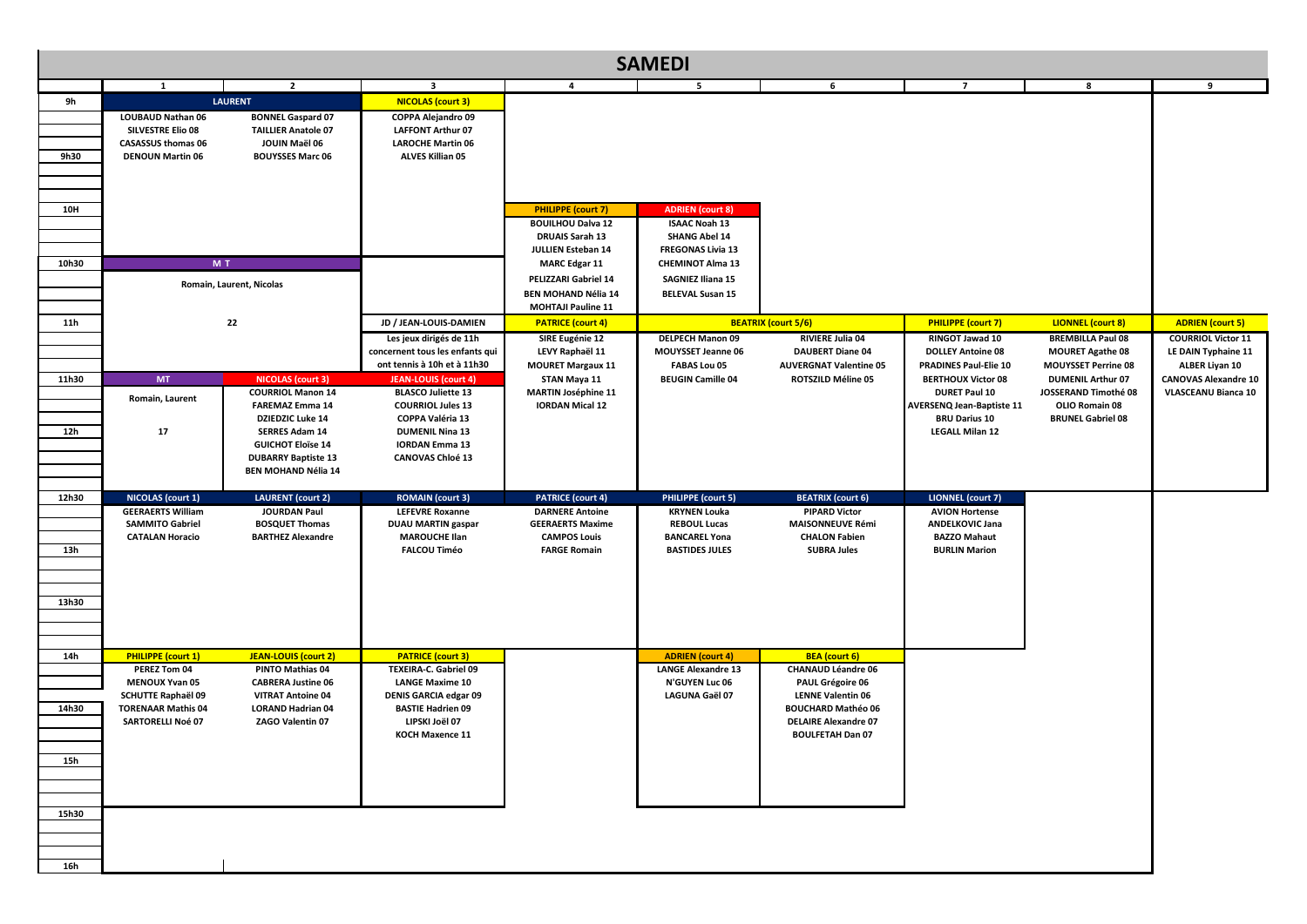# SAMEDI

| | 1 | 2 | 3 | 4 | 5 | 6 | 7 | 8 | 9 |
|---|---|---|---|---|---|---|---|---|---|
| 9h | LAURENT | | NICOLAS (court 3) | | | | | | |
| | LOUBAUD Nathan 06 | BONNEL Gaspard 07 | COPPA Alejandro 09 | | | | | | |
| | SILVESTRE Elio 08 | TAILLIER Anatole 07 | LAFFONT Arthur 07 | | | | | | |
| | CASASSUS thomas 06 | JOUIN Maël 06 | LAROCHE Martin 06 | | | | | | |
| 9h30 | DENOUN Martin 06 | BOUYSSES Marc 06 | ALVES Killian 05 | | | | | | |
| 10H | | | | PHILIPPE (court 7) | ADRIEN (court 8) | | | | |
| | | | | BOUILHOU Dalva 12 | ISAAC Noah 13 | | | | |
| | | | | DRUAIS Sarah 13 | SHANG Abel 14 | | | | |
| | | | | JULLIEN Esteban 14 | FREGONAS Livia 13 | | | | |
| 10h30 | M T | | | MARC Edgar 11 | CHEMINOT Alma 13 | | | | |
| | Romain, Laurent, Nicolas | | | PELIZZARI Gabriel 14 | SAGNIEZ Iliana 15 | | | | |
| | | | | BEN MOHAND Nélia 14 | BELEVAL Susan 15 | | | | |
| | | | | MOHTAJI Pauline 11 | | | | | |
| 11h | 22 | | JD / JEAN-LOUIS-DAMIEN | PATRICE (court 4) | BEATRIX (court 5/6) | | PHILIPPE (court 7) | LIONNEL (court 8) | ADRIEN (court 5) |
| | | | Les jeux dirigés de 11h | SIRE Eugénie 12 | DELPECH Manon 09 | RIVIERE Julia 04 | RINGOT Jawad 10 | BREMBILLA Paul 08 | COURRIOL Victor 11 |
| | | | concernent tous les enfants qui | LEVY Raphaël 11 | MOUYSSET Jeanne 06 | DAUBERT Diane 04 | DOLLEY Antoine 08 | MOURET Agathe 08 | LE DAIN Typhaine 11 |
| | | | ont tennis à 10h et à 11h30 | MOURET Margaux 11 | FABAS Lou 05 | AUVERGNAT Valentine 05 | PRADINES Paul-Elie 10 | MOUYSSET Perrine 08 | ALBER Liyan 10 |
| 11h30 | MT | NICOLAS (court 3) | JEAN-LOUIS (court 4) | STAN Maya 11 | BEUGIN Camille 04 | ROTSZILD Méline 05 | BERTHOUX Victor 08 | DUMENIL Arthur 07 | CANOVAS Alexandre 10 |
| | Romain, Laurent | COURRIOL Manon 14 | BLASCO Juliette 13 | MARTIN Joséphine 11 | | | DURET Paul 10 | JOSSERAND Timothé 08 | VLASCEANU Bianca 10 |
| | | FAREMAZ Emma 14 | COURRIOL Jules 13 | IORDAN Mical 12 | | | AVERSENQ Jean-Baptiste 11 | OLIO Romain 08 | |
| | | DZIEDZIC Luke 14 | COPPA Valéria 13 | | | | BRU Darius 10 | BRUNEL Gabriel 08 | |
| 12h | 17 | SERRES Adam 14 | DUMENIL Nina 13 | | | | LEGALL Milan 12 | | |
| | | GUICHOT Eloïse 14 | IORDAN Emma 13 | | | | | | |
| | | DUBARRY Baptiste 13 | CANOVAS Chloé 13 | | | | | | |
| | | BEN MOHAND Nélia 14 | | | | | | | |
| 12h30 | NICOLAS (court 1) | LAURENT (court 2) | ROMAIN (court 3) | PATRICE (court 4) | PHILIPPE (court 5) | BEATRIX (court 6) | LIONNEL (court 7) | | |
| | GEERAERTS William | JOURDAN Paul | LEFEVRE Roxanne | DARNERE Antoine | KRYNEN Louka | PIPARD Victor | AVION Hortense | | |
| | SAMMITO Gabriel | BOSQUET Thomas | DUAU MARTIN gaspar | GEERAERTS Maxime | REBOUL Lucas | MAISONNEUVE Rémi | ANDELKOVIC Jana | | |
| | CATALAN Horacio | BARTHEZ Alexandre | MAROUCHE Ilan | CAMPOS Louis | BANCAREL Yona | CHALON Fabien | BAZZO Mahaut | | |
| 13h | | | FALCOU Timéo | FARGE Romain | BASTIDES JULES | SUBRA Jules | BURLIN Marion | | |
| 13h30 | | | | | | | | | |
| 14h | PHILIPPE (court 1) | JEAN-LOUIS (court 2) | PATRICE (court 3) | | ADRIEN (court 4) | BEA (court 6) | | | |
| | PEREZ Tom 04 | PINTO Mathias 04 | TEXEIRA-C. Gabriel 09 | | LANGE Alexandre 13 | CHANAUD Léandre 06 | | | |
| | MENOUX Yvan 05 | CABRERA Justine 06 | LANGE Maxime 10 | | N'GUYEN Luc 06 | PAUL Grégoire 06 | | | |
| | SCHUTTE Raphaël 09 | VITRAT Antoine 04 | DENIS GARCIA edgar 09 | | LAGUNA Gaël 07 | LENNE Valentin 06 | | | |
| 14h30 | TORENAAR Mathis 04 | LORAND Hadrian 04 | BASTIE Hadrien 09 | | | BOUCHARD Mathéo 06 | | | |
| | SARTORELLI Noé 07 | ZAGO Valentin 07 | LIPSKI Joël 07 | | | DELAIRE Alexandre 07 | | | |
| | | | KOCH Maxence 11 | | | BOULFETAH Dan 07 | | | |
| 15h | | | | | | | | | |
| 15h30 | | | | | | | | | |
| 16h | | | | | | | | | |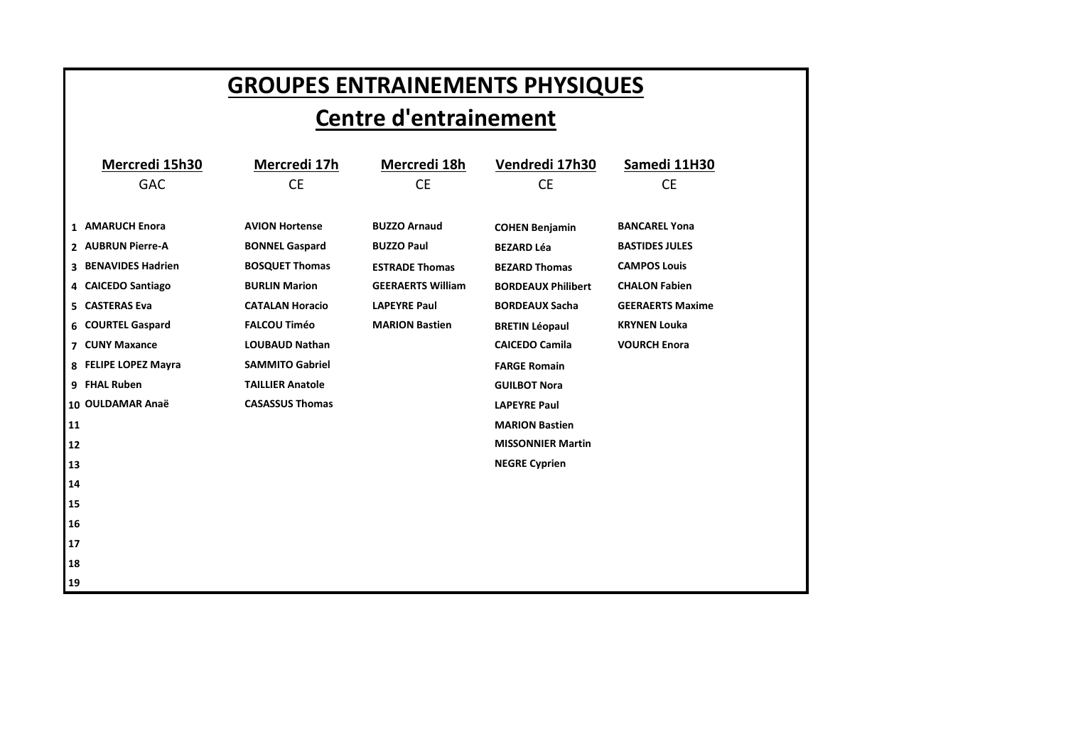# GROUPES ENTRAINEMENTS PHYSIQUES

## Centre d'entrainement

| | Mercredi 15h30 | Mercredi 17h | Mercredi 18h | Vendredi 17h30 | Samedi 11H30 |
|---|---|---|---|---|---|
| | GAC | CE | CE | CE | CE |
| 1 | **AMARUCH Enora** | **AVION Hortense** | **BUZZO Arnaud** | **COHEN Benjamin** | **BANCAREL Yona** |
| 2 | **AUBRUN Pierre-A** | **BONNEL Gaspard** | **BUZZO Paul** | **BEZARD Léa** | **BASTIDES JULES** |
| 3 | **BENAVIDES Hadrien** | **BOSQUET Thomas** | **ESTRADE Thomas** | **BEZARD Thomas** | **CAMPOS Louis** |
| 4 | **CAICEDO Santiago** | **BURLIN Marion** | **GEERAERTS William** | **BORDEAUX Philibert** | **CHALON Fabien** |
| 5 | **CASTERAS Eva** | **CATALAN Horacio** | **LAPEYRE Paul** | **BORDEAUX Sacha** | **GEERAERTS Maxime** |
| 6 | **COURTEL Gaspard** | **FALCOU Timéo** | **MARION Bastien** | **BRETIN Léopaul** | **KRYNEN Louka** |
| 7 | **CUNY Maxance** | **LOUBAUD Nathan** | | **CAICEDO Camila** | **VOURCH Enora** |
| 8 | **FELIPE LOPEZ Mayra** | **SAMMITO Gabriel** | | **FARGE Romain** | |
| 9 | **FHAL Ruben** | **TAILLIER Anatole** | | **GUILBOT Nora** | |
| 10 | **OULDAMAR Anaë** | **CASASSUS Thomas** | | **LAPEYRE Paul** | |
| 11 | | | | **MARION Bastien** | |
| 12 | | | | **MISSONNIER Martin** | |
| 13 | | | | **NEGRE Cyprien** | |
| 14 | | | | | |
| 15 | | | | | |
| 16 | | | | | |
| 17 | | | | | |
| 18 | | | | | |
| 19 | | | | | |